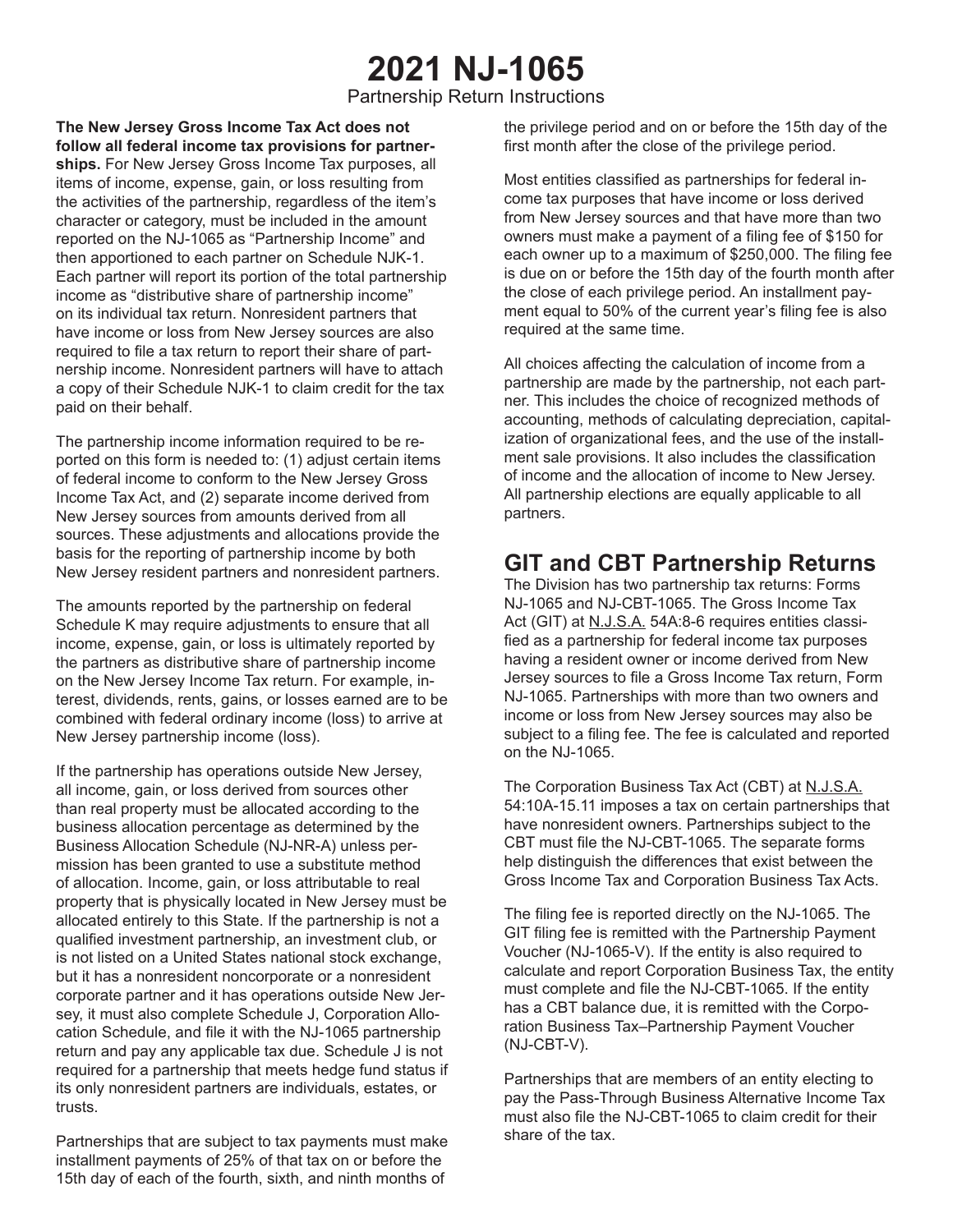# 2021 NJ-1065

Partnership Return Instructions

**The New Jersey Gross Income Tax Act does not follow all federal income tax provisions for partnerships.** For New Jersey Gross Income Tax purposes, all items of income, expense, gain, or loss resulting from the activities of the partnership, regardless of the item's character or category, must be included in the amount reported on the NJ-1065 as "Partnership Income" and then apportioned to each partner on Schedule NJK-1. Each partner will report its portion of the total partnership income as "distributive share of partnership income" on its individual tax return. Nonresident partners that have income or loss from New Jersey sources are also required to file a tax return to report their share of partnership income. Nonresident partners will have to attach a copy of their Schedule NJK-1 to claim credit for the tax paid on their behalf.

The partnership income information required to be reported on this form is needed to: (1) adjust certain items of federal income to conform to the New Jersey Gross Income Tax Act, and (2) separate income derived from New Jersey sources from amounts derived from all sources. These adjustments and allocations provide the basis for the reporting of partnership income by both New Jersey resident partners and nonresident partners.

The amounts reported by the partnership on federal Schedule K may require adjustments to ensure that all income, expense, gain, or loss is ultimately reported by the partners as distributive share of partnership income on the New Jersey Income Tax return. For example, interest, dividends, rents, gains, or losses earned are to be combined with federal ordinary income (loss) to arrive at New Jersey partnership income (loss).

If the partnership has operations outside New Jersey, all income, gain, or loss derived from sources other than real property must be allocated according to the business allocation percentage as determined by the Business Allocation Schedule (NJ-NR-A) unless permission has been granted to use a substitute method of allocation. Income, gain, or loss attributable to real property that is physically located in New Jersey must be allocated entirely to this State. If the partnership is not a qualified investment partnership, an investment club, or is not listed on a United States national stock exchange, but it has a nonresident noncorporate or a nonresident corporate partner and it has operations outside New Jersey, it must also complete Schedule J, Corporation Allocation Schedule, and file it with the NJ-1065 partnership return and pay any applicable tax due. Schedule J is not required for a partnership that meets hedge fund status if its only nonresident partners are individuals, estates, or trusts.

Partnerships that are subject to tax payments must make installment payments of 25% of that tax on or before the 15th day of each of the fourth, sixth, and ninth months of the privilege period and on or before the 15th day of the first month after the close of the privilege period.

Most entities classified as partnerships for federal income tax purposes that have income or loss derived from New Jersey sources and that have more than two owners must make a payment of a filing fee of $150 for each owner up to a maximum of $250,000. The filing fee is due on or before the 15th day of the fourth month after the close of each privilege period. An installment payment equal to 50% of the current year's filing fee is also required at the same time.

All choices affecting the calculation of income from a partnership are made by the partnership, not each partner. This includes the choice of recognized methods of accounting, methods of calculating depreciation, capitalization of organizational fees, and the use of the installment sale provisions. It also includes the classification of income and the allocation of income to New Jersey. All partnership elections are equally applicable to all partners.

## GIT and CBT Partnership Returns

The Division has two partnership tax returns: Forms NJ-1065 and NJ-CBT-1065. The Gross Income Tax Act (GIT) at N.J.S.A. 54A:8-6 requires entities classified as a partnership for federal income tax purposes having a resident owner or income derived from New Jersey sources to file a Gross Income Tax return, Form NJ-1065. Partnerships with more than two owners and income or loss from New Jersey sources may also be subject to a filing fee. The fee is calculated and reported on the NJ-1065.

The Corporation Business Tax Act (CBT) at N.J.S.A. 54:10A-15.11 imposes a tax on certain partnerships that have nonresident owners. Partnerships subject to the CBT must file the NJ-CBT-1065. The separate forms help distinguish the differences that exist between the Gross Income Tax and Corporation Business Tax Acts.

The filing fee is reported directly on the NJ-1065. The GIT filing fee is remitted with the Partnership Payment Voucher (NJ-1065-V). If the entity is also required to calculate and report Corporation Business Tax, the entity must complete and file the NJ-CBT-1065. If the entity has a CBT balance due, it is remitted with the Corporation Business Tax–Partnership Payment Voucher (NJ-CBT-V).

Partnerships that are members of an entity electing to pay the Pass-Through Business Alternative Income Tax must also file the NJ-CBT-1065 to claim credit for their share of the tax.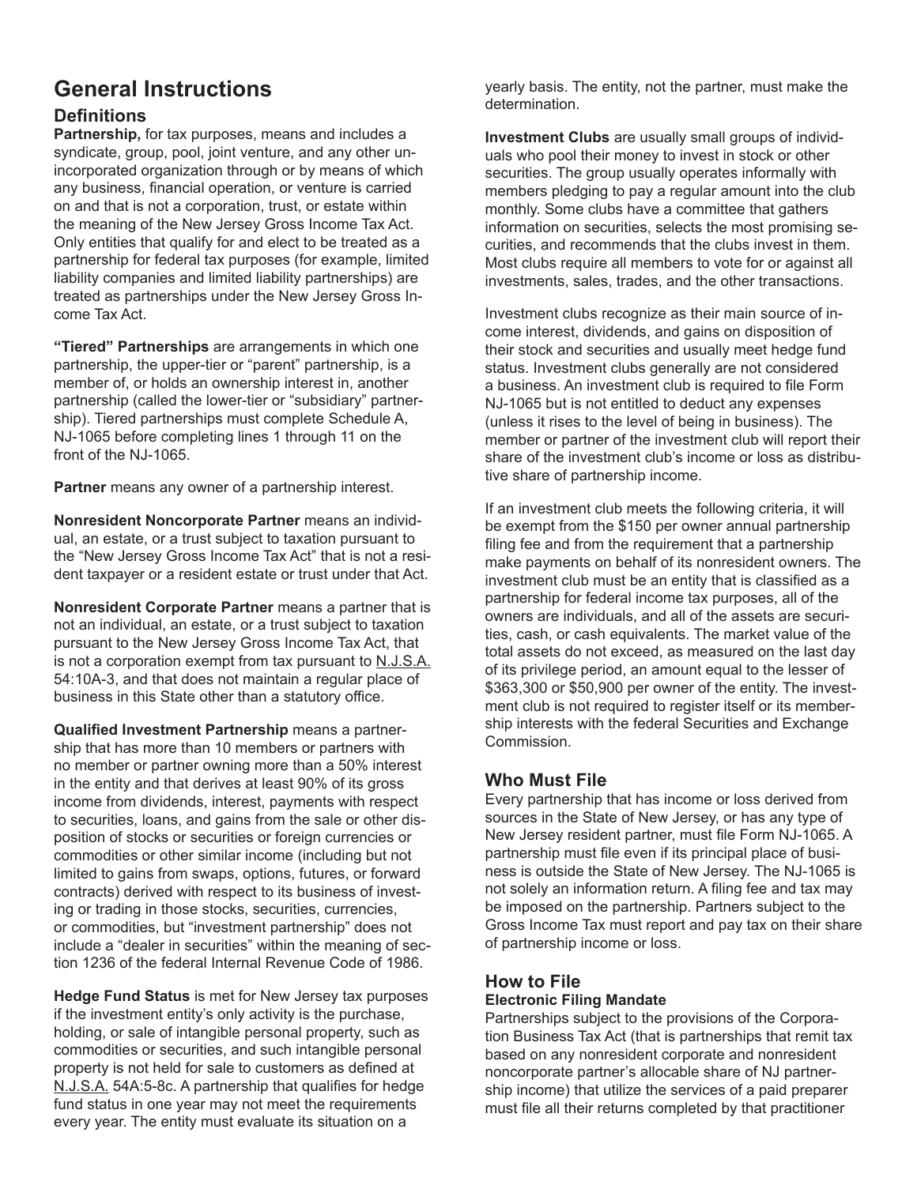# General Instructions

## Definitions

**Partnership,** for tax purposes, means and includes a syndicate, group, pool, joint venture, and any other unincorporated organization through or by means of which any business, financial operation, or venture is carried on and that is not a corporation, trust, or estate within the meaning of the New Jersey Gross Income Tax Act. Only entities that qualify for and elect to be treated as a partnership for federal tax purposes (for example, limited liability companies and limited liability partnerships) are treated as partnerships under the New Jersey Gross Income Tax Act.

**"Tiered" Partnerships** are arrangements in which one partnership, the upper-tier or "parent" partnership, is a member of, or holds an ownership interest in, another partnership (called the lower-tier or "subsidiary" partnership). Tiered partnerships must complete Schedule A, NJ-1065 before completing lines 1 through 11 on the front of the NJ-1065.

**Partner** means any owner of a partnership interest.

**Nonresident Noncorporate Partner** means an individual, an estate, or a trust subject to taxation pursuant to the "New Jersey Gross Income Tax Act" that is not a resident taxpayer or a resident estate or trust under that Act.

**Nonresident Corporate Partner** means a partner that is not an individual, an estate, or a trust subject to taxation pursuant to the New Jersey Gross Income Tax Act, that is not a corporation exempt from tax pursuant to N.J.S.A. 54:10A-3, and that does not maintain a regular place of business in this State other than a statutory office.

**Qualified Investment Partnership** means a partnership that has more than 10 members or partners with no member or partner owning more than a 50% interest in the entity and that derives at least 90% of its gross income from dividends, interest, payments with respect to securities, loans, and gains from the sale or other disposition of stocks or securities or foreign currencies or commodities or other similar income (including but not limited to gains from swaps, options, futures, or forward contracts) derived with respect to its business of investing or trading in those stocks, securities, currencies, or commodities, but "investment partnership" does not include a "dealer in securities" within the meaning of section 1236 of the federal Internal Revenue Code of 1986.

**Hedge Fund Status** is met for New Jersey tax purposes if the investment entity's only activity is the purchase, holding, or sale of intangible personal property, such as commodities or securities, and such intangible personal property is not held for sale to customers as defined at N.J.S.A. 54A:5-8c. A partnership that qualifies for hedge fund status in one year may not meet the requirements every year. The entity must evaluate its situation on a yearly basis. The entity, not the partner, must make the determination.

**Investment Clubs** are usually small groups of individuals who pool their money to invest in stock or other securities. The group usually operates informally with members pledging to pay a regular amount into the club monthly. Some clubs have a committee that gathers information on securities, selects the most promising securities, and recommends that the clubs invest in them. Most clubs require all members to vote for or against all investments, sales, trades, and the other transactions.

Investment clubs recognize as their main source of income interest, dividends, and gains on disposition of their stock and securities and usually meet hedge fund status. Investment clubs generally are not considered a business. An investment club is required to file Form NJ-1065 but is not entitled to deduct any expenses (unless it rises to the level of being in business). The member or partner of the investment club will report their share of the investment club's income or loss as distributive share of partnership income.

If an investment club meets the following criteria, it will be exempt from the $150 per owner annual partnership filing fee and from the requirement that a partnership make payments on behalf of its nonresident owners. The investment club must be an entity that is classified as a partnership for federal income tax purposes, all of the owners are individuals, and all of the assets are securities, cash, or cash equivalents. The market value of the total assets do not exceed, as measured on the last day of its privilege period, an amount equal to the lesser of $363,300 or $50,900 per owner of the entity. The investment club is not required to register itself or its membership interests with the federal Securities and Exchange Commission.

## Who Must File

Every partnership that has income or loss derived from sources in the State of New Jersey, or has any type of New Jersey resident partner, must file Form NJ-1065. A partnership must file even if its principal place of business is outside the State of New Jersey. The NJ-1065 is not solely an information return. A filing fee and tax may be imposed on the partnership. Partners subject to the Gross Income Tax must report and pay tax on their share of partnership income or loss.

## How to File

### Electronic Filing Mandate

Partnerships subject to the provisions of the Corporation Business Tax Act (that is partnerships that remit tax based on any nonresident corporate and nonresident noncorporate partner's allocable share of NJ partnership income) that utilize the services of a paid preparer must file all their returns completed by that practitioner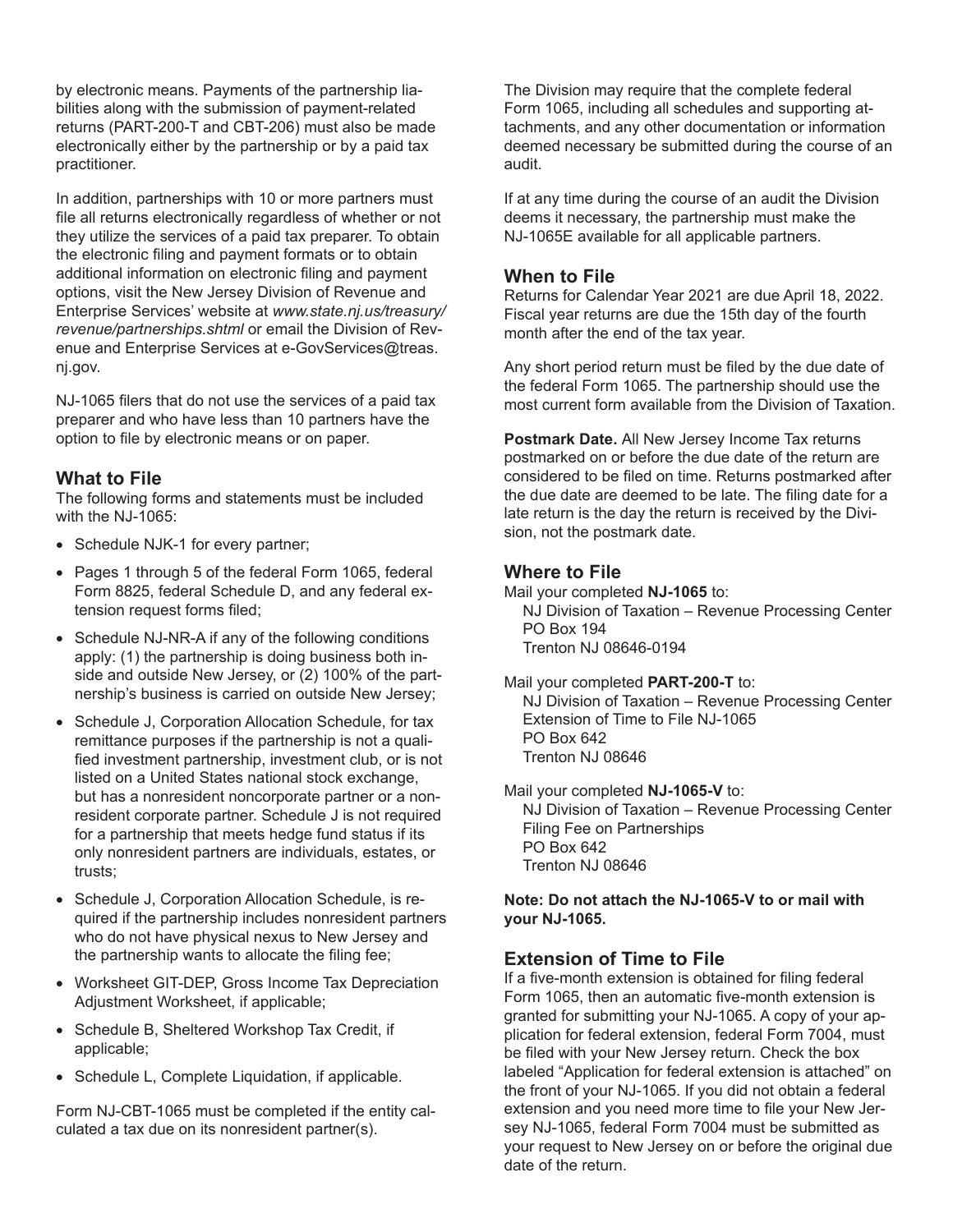by electronic means. Payments of the partnership liabilities along with the submission of payment-related returns (PART-200-T and CBT-206) must also be made electronically either by the partnership or by a paid tax practitioner.

In addition, partnerships with 10 or more partners must file all returns electronically regardless of whether or not they utilize the services of a paid tax preparer. To obtain the electronic filing and payment formats or to obtain additional information on electronic filing and payment options, visit the New Jersey Division of Revenue and Enterprise Services' website at *www.state.nj.us/treasury/revenue/partnerships.shtml* or email the Division of Revenue and Enterprise Services at e-GovServices@treas.nj.gov.

NJ-1065 filers that do not use the services of a paid tax preparer and who have less than 10 partners have the option to file by electronic means or on paper.

## What to File

The following forms and statements must be included with the NJ-1065:

- Schedule NJK-1 for every partner;
- Pages 1 through 5 of the federal Form 1065, federal Form 8825, federal Schedule D, and any federal extension request forms filed;
- Schedule NJ-NR-A if any of the following conditions apply: (1) the partnership is doing business both inside and outside New Jersey, or (2) 100% of the partnership's business is carried on outside New Jersey;
- Schedule J, Corporation Allocation Schedule, for tax remittance purposes if the partnership is not a qualified investment partnership, investment club, or is not listed on a United States national stock exchange, but has a nonresident noncorporate partner or a nonresident corporate partner. Schedule J is not required for a partnership that meets hedge fund status if its only nonresident partners are individuals, estates, or trusts;
- Schedule J, Corporation Allocation Schedule, is required if the partnership includes nonresident partners who do not have physical nexus to New Jersey and the partnership wants to allocate the filing fee;
- Worksheet GIT-DEP, Gross Income Tax Depreciation Adjustment Worksheet, if applicable;
- Schedule B, Sheltered Workshop Tax Credit, if applicable;
- Schedule L, Complete Liquidation, if applicable.

Form NJ-CBT-1065 must be completed if the entity calculated a tax due on its nonresident partner(s).

The Division may require that the complete federal Form 1065, including all schedules and supporting attachments, and any other documentation or information deemed necessary be submitted during the course of an audit.

If at any time during the course of an audit the Division deems it necessary, the partnership must make the NJ-1065E available for all applicable partners.

## When to File

Returns for Calendar Year 2021 are due April 18, 2022. Fiscal year returns are due the 15th day of the fourth month after the end of the tax year.

Any short period return must be filed by the due date of the federal Form 1065. The partnership should use the most current form available from the Division of Taxation.

**Postmark Date.** All New Jersey Income Tax returns postmarked on or before the due date of the return are considered to be filed on time. Returns postmarked after the due date are deemed to be late. The filing date for a late return is the day the return is received by the Division, not the postmark date.

## Where to File

Mail your completed **NJ-1065** to:

NJ Division of Taxation – Revenue Processing Center
PO Box 194
Trenton NJ 08646-0194

Mail your completed **PART-200-T** to:

NJ Division of Taxation – Revenue Processing Center
Extension of Time to File NJ-1065
PO Box 642
Trenton NJ 08646

Mail your completed **NJ-1065-V** to:

NJ Division of Taxation – Revenue Processing Center
Filing Fee on Partnerships
PO Box 642
Trenton NJ 08646

**Note: Do not attach the NJ-1065-V to or mail with your NJ-1065.**

## Extension of Time to File

If a five-month extension is obtained for filing federal Form 1065, then an automatic five-month extension is granted for submitting your NJ-1065. A copy of your application for federal extension, federal Form 7004, must be filed with your New Jersey return. Check the box labeled "Application for federal extension is attached" on the front of your NJ-1065. If you did not obtain a federal extension and you need more time to file your New Jersey NJ-1065, federal Form 7004 must be submitted as your request to New Jersey on or before the original due date of the return.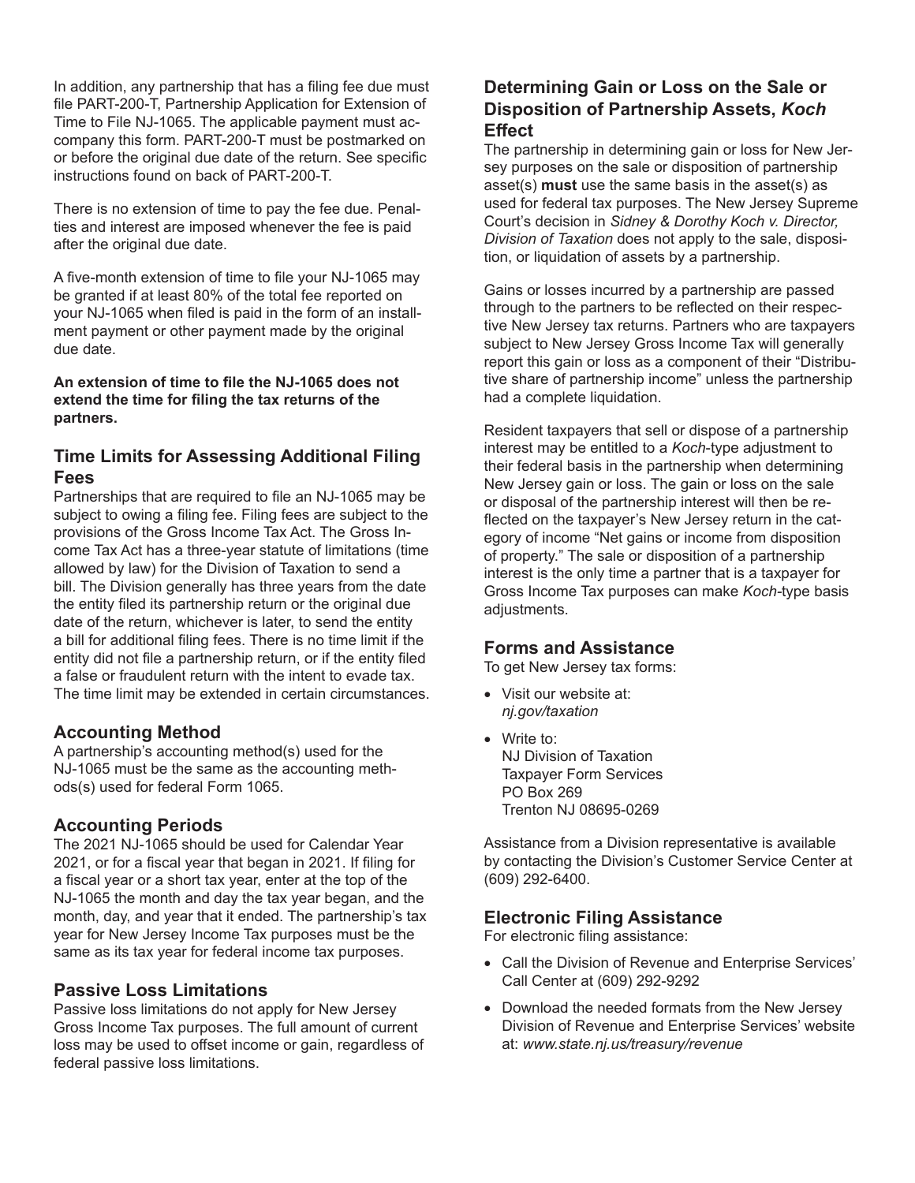In addition, any partnership that has a filing fee due must file PART-200-T, Partnership Application for Extension of Time to File NJ-1065. The applicable payment must accompany this form. PART-200-T must be postmarked on or before the original due date of the return. See specific instructions found on back of PART-200-T.

There is no extension of time to pay the fee due. Penalties and interest are imposed whenever the fee is paid after the original due date.

A five-month extension of time to file your NJ-1065 may be granted if at least 80% of the total fee reported on your NJ-1065 when filed is paid in the form of an installment payment or other payment made by the original due date.

**An extension of time to file the NJ-1065 does not extend the time for filing the tax returns of the partners.**

## Time Limits for Assessing Additional Filing Fees

Partnerships that are required to file an NJ-1065 may be subject to owing a filing fee. Filing fees are subject to the provisions of the Gross Income Tax Act. The Gross Income Tax Act has a three-year statute of limitations (time allowed by law) for the Division of Taxation to send a bill. The Division generally has three years from the date the entity filed its partnership return or the original due date of the return, whichever is later, to send the entity a bill for additional filing fees. There is no time limit if the entity did not file a partnership return, or if the entity filed a false or fraudulent return with the intent to evade tax. The time limit may be extended in certain circumstances.

## Accounting Method

A partnership's accounting method(s) used for the NJ-1065 must be the same as the accounting method(s) used for federal Form 1065.

## Accounting Periods

The 2021 NJ-1065 should be used for Calendar Year 2021, or for a fiscal year that began in 2021. If filing for a fiscal year or a short tax year, enter at the top of the NJ-1065 the month and day the tax year began, and the month, day, and year that it ended. The partnership's tax year for New Jersey Income Tax purposes must be the same as its tax year for federal income tax purposes.

## Passive Loss Limitations

Passive loss limitations do not apply for New Jersey Gross Income Tax purposes. The full amount of current loss may be used to offset income or gain, regardless of federal passive loss limitations.

## Determining Gain or Loss on the Sale or Disposition of Partnership Assets, *Koch* Effect

The partnership in determining gain or loss for New Jersey purposes on the sale or disposition of partnership asset(s) **must** use the same basis in the asset(s) as used for federal tax purposes. The New Jersey Supreme Court's decision in *Sidney & Dorothy Koch v. Director, Division of Taxation* does not apply to the sale, disposition, or liquidation of assets by a partnership.

Gains or losses incurred by a partnership are passed through to the partners to be reflected on their respective New Jersey tax returns. Partners who are taxpayers subject to New Jersey Gross Income Tax will generally report this gain or loss as a component of their "Distributive share of partnership income" unless the partnership had a complete liquidation.

Resident taxpayers that sell or dispose of a partnership interest may be entitled to a *Koch*-type adjustment to their federal basis in the partnership when determining New Jersey gain or loss. The gain or loss on the sale or disposal of the partnership interest will then be reflected on the taxpayer's New Jersey return in the category of income "Net gains or income from disposition of property." The sale or disposition of a partnership interest is the only time a partner that is a taxpayer for Gross Income Tax purposes can make *Koch*-type basis adjustments.

## Forms and Assistance

To get New Jersey tax forms:

- Visit our website at: *nj.gov/taxation*
- Write to:
  NJ Division of Taxation
  Taxpayer Form Services
  PO Box 269
  Trenton NJ 08695-0269

Assistance from a Division representative is available by contacting the Division's Customer Service Center at (609) 292-6400.

## Electronic Filing Assistance

For electronic filing assistance:

- Call the Division of Revenue and Enterprise Services' Call Center at (609) 292-9292
- Download the needed formats from the New Jersey Division of Revenue and Enterprise Services' website at: *www.state.nj.us/treasury/revenue*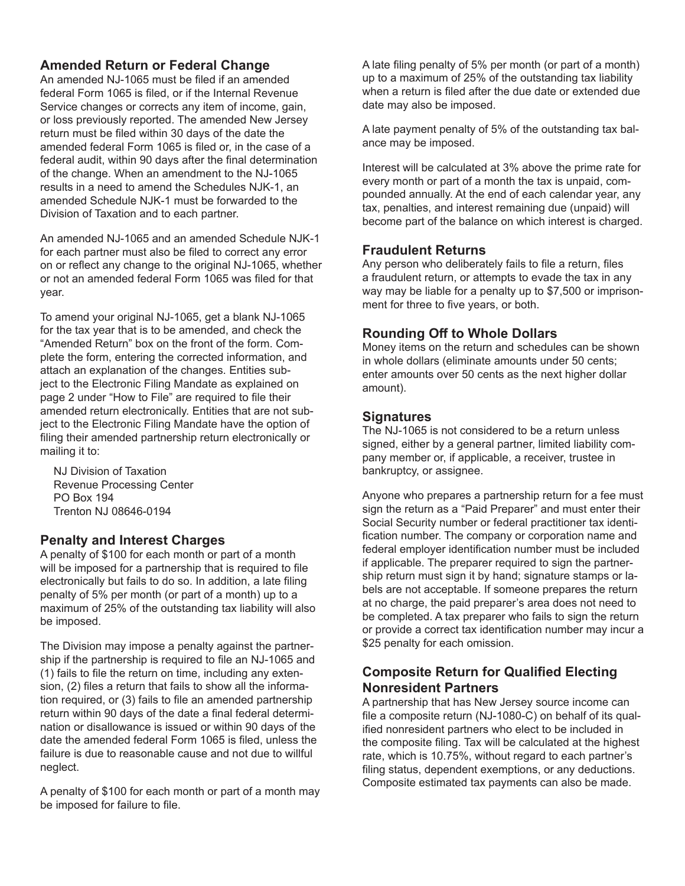## Amended Return or Federal Change

An amended NJ-1065 must be filed if an amended federal Form 1065 is filed, or if the Internal Revenue Service changes or corrects any item of income, gain, or loss previously reported. The amended New Jersey return must be filed within 30 days of the date the amended federal Form 1065 is filed or, in the case of a federal audit, within 90 days after the final determination of the change. When an amendment to the NJ-1065 results in a need to amend the Schedules NJK-1, an amended Schedule NJK-1 must be forwarded to the Division of Taxation and to each partner.

An amended NJ-1065 and an amended Schedule NJK-1 for each partner must also be filed to correct any error on or reflect any change to the original NJ-1065, whether or not an amended federal Form 1065 was filed for that year.

To amend your original NJ-1065, get a blank NJ-1065 for the tax year that is to be amended, and check the "Amended Return" box on the front of the form. Complete the form, entering the corrected information, and attach an explanation of the changes. Entities subject to the Electronic Filing Mandate as explained on page 2 under "How to File" are required to file their amended return electronically. Entities that are not subject to the Electronic Filing Mandate have the option of filing their amended partnership return electronically or mailing it to:

NJ Division of Taxation
Revenue Processing Center
PO Box 194
Trenton NJ 08646-0194

## Penalty and Interest Charges

A penalty of $100 for each month or part of a month will be imposed for a partnership that is required to file electronically but fails to do so. In addition, a late filing penalty of 5% per month (or part of a month) up to a maximum of 25% of the outstanding tax liability will also be imposed.

The Division may impose a penalty against the partnership if the partnership is required to file an NJ-1065 and (1) fails to file the return on time, including any extension, (2) files a return that fails to show all the information required, or (3) fails to file an amended partnership return within 90 days of the date a final federal determination or disallowance is issued or within 90 days of the date the amended federal Form 1065 is filed, unless the failure is due to reasonable cause and not due to willful neglect.

A penalty of $100 for each month or part of a month may be imposed for failure to file.

A late filing penalty of 5% per month (or part of a month) up to a maximum of 25% of the outstanding tax liability when a return is filed after the due date or extended due date may also be imposed.

A late payment penalty of 5% of the outstanding tax balance may be imposed.

Interest will be calculated at 3% above the prime rate for every month or part of a month the tax is unpaid, compounded annually. At the end of each calendar year, any tax, penalties, and interest remaining due (unpaid) will become part of the balance on which interest is charged.

## Fraudulent Returns

Any person who deliberately fails to file a return, files a fraudulent return, or attempts to evade the tax in any way may be liable for a penalty up to $7,500 or imprisonment for three to five years, or both.

## Rounding Off to Whole Dollars

Money items on the return and schedules can be shown in whole dollars (eliminate amounts under 50 cents; enter amounts over 50 cents as the next higher dollar amount).

## Signatures

The NJ-1065 is not considered to be a return unless signed, either by a general partner, limited liability company member or, if applicable, a receiver, trustee in bankruptcy, or assignee.

Anyone who prepares a partnership return for a fee must sign the return as a "Paid Preparer" and must enter their Social Security number or federal practitioner tax identification number. The company or corporation name and federal employer identification number must be included if applicable. The preparer required to sign the partnership return must sign it by hand; signature stamps or labels are not acceptable. If someone prepares the return at no charge, the paid preparer's area does not need to be completed. A tax preparer who fails to sign the return or provide a correct tax identification number may incur a $25 penalty for each omission.

## Composite Return for Qualified Electing Nonresident Partners

A partnership that has New Jersey source income can file a composite return (NJ-1080-C) on behalf of its qualified nonresident partners who elect to be included in the composite filing. Tax will be calculated at the highest rate, which is 10.75%, without regard to each partner's filing status, dependent exemptions, or any deductions. Composite estimated tax payments can also be made.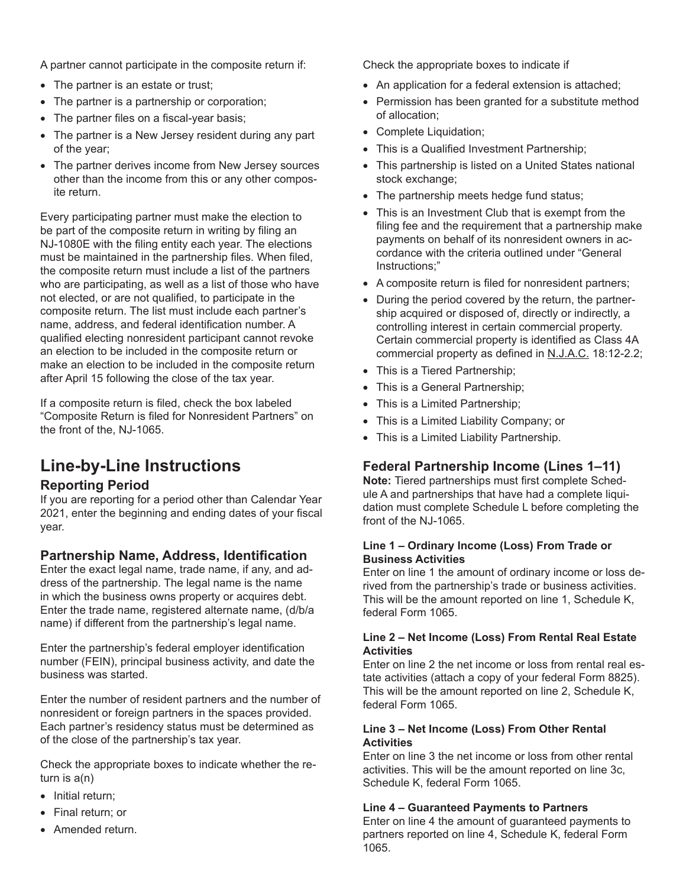A partner cannot participate in the composite return if:

- The partner is an estate or trust;
- The partner is a partnership or corporation;
- The partner files on a fiscal-year basis;
- The partner is a New Jersey resident during any part of the year;
- The partner derives income from New Jersey sources other than the income from this or any other composite return.

Every participating partner must make the election to be part of the composite return in writing by filing an NJ-1080E with the filing entity each year. The elections must be maintained in the partnership files. When filed, the composite return must include a list of the partners who are participating, as well as a list of those who have not elected, or are not qualified, to participate in the composite return. The list must include each partner's name, address, and federal identification number. A qualified electing nonresident participant cannot revoke an election to be included in the composite return or make an election to be included in the composite return after April 15 following the close of the tax year.

If a composite return is filed, check the box labeled "Composite Return is filed for Nonresident Partners" on the front of the, NJ-1065.

# Line-by-Line Instructions

## Reporting Period

If you are reporting for a period other than Calendar Year 2021, enter the beginning and ending dates of your fiscal year.

## Partnership Name, Address, Identification

Enter the exact legal name, trade name, if any, and address of the partnership. The legal name is the name in which the business owns property or acquires debt. Enter the trade name, registered alternate name, (d/b/a name) if different from the partnership's legal name.

Enter the partnership's federal employer identification number (FEIN), principal business activity, and date the business was started.

Enter the number of resident partners and the number of nonresident or foreign partners in the spaces provided. Each partner's residency status must be determined as of the close of the partnership's tax year.

Check the appropriate boxes to indicate whether the return is a(n)

- Initial return;
- Final return; or
- Amended return.

Check the appropriate boxes to indicate if

- An application for a federal extension is attached;
- Permission has been granted for a substitute method of allocation;
- Complete Liquidation;
- This is a Qualified Investment Partnership;
- This partnership is listed on a United States national stock exchange;
- The partnership meets hedge fund status;
- This is an Investment Club that is exempt from the filing fee and the requirement that a partnership make payments on behalf of its nonresident owners in accordance with the criteria outlined under "General Instructions;"
- A composite return is filed for nonresident partners;
- During the period covered by the return, the partnership acquired or disposed of, directly or indirectly, a controlling interest in certain commercial property. Certain commercial property is identified as Class 4A commercial property as defined in N.J.A.C. 18:12-2.2;
- This is a Tiered Partnership;
- This is a General Partnership;
- This is a Limited Partnership;
- This is a Limited Liability Company; or
- This is a Limited Liability Partnership.

## Federal Partnership Income (Lines 1–11)

**Note:** Tiered partnerships must first complete Schedule A and partnerships that have had a complete liquidation must complete Schedule L before completing the front of the NJ-1065.

**Line 1 – Ordinary Income (Loss) From Trade or Business Activities**

Enter on line 1 the amount of ordinary income or loss derived from the partnership's trade or business activities. This will be the amount reported on line 1, Schedule K, federal Form 1065.

**Line 2 – Net Income (Loss) From Rental Real Estate Activities**

Enter on line 2 the net income or loss from rental real estate activities (attach a copy of your federal Form 8825). This will be the amount reported on line 2, Schedule K, federal Form 1065.

**Line 3 – Net Income (Loss) From Other Rental Activities**

Enter on line 3 the net income or loss from other rental activities. This will be the amount reported on line 3c, Schedule K, federal Form 1065.

**Line 4 – Guaranteed Payments to Partners**

Enter on line 4 the amount of guaranteed payments to partners reported on line 4, Schedule K, federal Form 1065.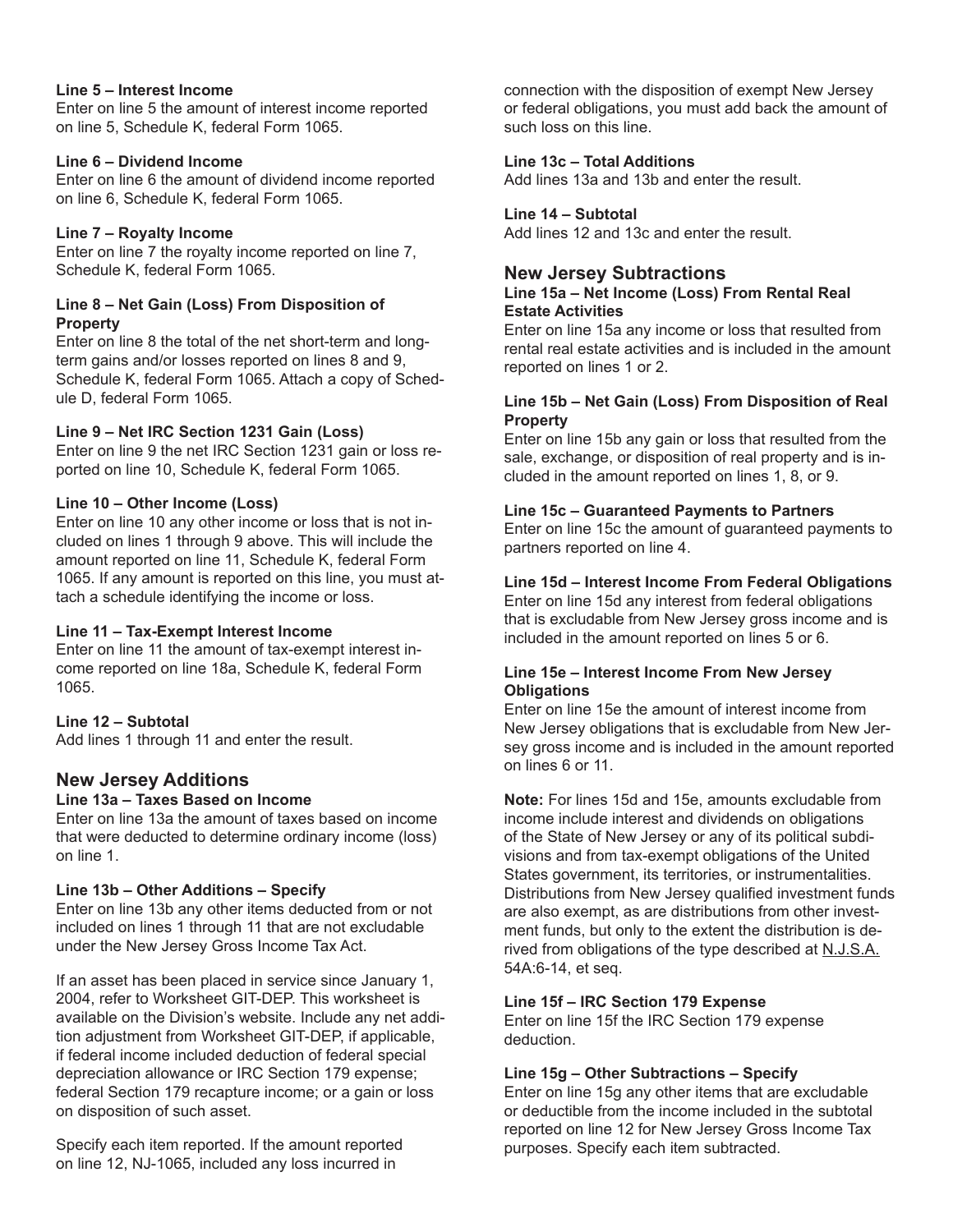#### Line 5 – Interest Income

Enter on line 5 the amount of interest income reported on line 5, Schedule K, federal Form 1065.

#### Line 6 – Dividend Income

Enter on line 6 the amount of dividend income reported on line 6, Schedule K, federal Form 1065.

#### Line 7 – Royalty Income

Enter on line 7 the royalty income reported on line 7, Schedule K, federal Form 1065.

#### Line 8 – Net Gain (Loss) From Disposition of Property

Enter on line 8 the total of the net short-term and long-term gains and/or losses reported on lines 8 and 9, Schedule K, federal Form 1065. Attach a copy of Schedule D, federal Form 1065.

#### Line 9 – Net IRC Section 1231 Gain (Loss)

Enter on line 9 the net IRC Section 1231 gain or loss reported on line 10, Schedule K, federal Form 1065.

#### Line 10 – Other Income (Loss)

Enter on line 10 any other income or loss that is not included on lines 1 through 9 above. This will include the amount reported on line 11, Schedule K, federal Form 1065. If any amount is reported on this line, you must attach a schedule identifying the income or loss.

#### Line 11 – Tax-Exempt Interest Income

Enter on line 11 the amount of tax-exempt interest income reported on line 18a, Schedule K, federal Form 1065.

#### Line 12 – Subtotal

Add lines 1 through 11 and enter the result.

### New Jersey Additions

#### Line 13a – Taxes Based on Income

Enter on line 13a the amount of taxes based on income that were deducted to determine ordinary income (loss) on line 1.

#### Line 13b – Other Additions – Specify

Enter on line 13b any other items deducted from or not included on lines 1 through 11 that are not excludable under the New Jersey Gross Income Tax Act.

If an asset has been placed in service since January 1, 2004, refer to Worksheet GIT-DEP. This worksheet is available on the Division's website. Include any net addition adjustment from Worksheet GIT-DEP, if applicable, if federal income included deduction of federal special depreciation allowance or IRC Section 179 expense; federal Section 179 recapture income; or a gain or loss on disposition of such asset.

Specify each item reported. If the amount reported on line 12, NJ-1065, included any loss incurred in connection with the disposition of exempt New Jersey or federal obligations, you must add back the amount of such loss on this line.

#### Line 13c – Total Additions

Add lines 13a and 13b and enter the result.

#### Line 14 – Subtotal

Add lines 12 and 13c and enter the result.

### New Jersey Subtractions

#### Line 15a – Net Income (Loss) From Rental Real Estate Activities

Enter on line 15a any income or loss that resulted from rental real estate activities and is included in the amount reported on lines 1 or 2.

#### Line 15b – Net Gain (Loss) From Disposition of Real Property

Enter on line 15b any gain or loss that resulted from the sale, exchange, or disposition of real property and is included in the amount reported on lines 1, 8, or 9.

#### Line 15c – Guaranteed Payments to Partners

Enter on line 15c the amount of guaranteed payments to partners reported on line 4.

#### Line 15d – Interest Income From Federal Obligations

Enter on line 15d any interest from federal obligations that is excludable from New Jersey gross income and is included in the amount reported on lines 5 or 6.

#### Line 15e – Interest Income From New Jersey Obligations

Enter on line 15e the amount of interest income from New Jersey obligations that is excludable from New Jersey gross income and is included in the amount reported on lines 6 or 11.

**Note:** For lines 15d and 15e, amounts excludable from income include interest and dividends on obligations of the State of New Jersey or any of its political subdivisions and from tax-exempt obligations of the United States government, its territories, or instrumentalities. Distributions from New Jersey qualified investment funds are also exempt, as are distributions from other investment funds, but only to the extent the distribution is derived from obligations of the type described at N.J.S.A. 54A:6-14, et seq.

#### Line 15f – IRC Section 179 Expense

Enter on line 15f the IRC Section 179 expense deduction.

#### Line 15g – Other Subtractions – Specify

Enter on line 15g any other items that are excludable or deductible from the income included in the subtotal reported on line 12 for New Jersey Gross Income Tax purposes. Specify each item subtracted.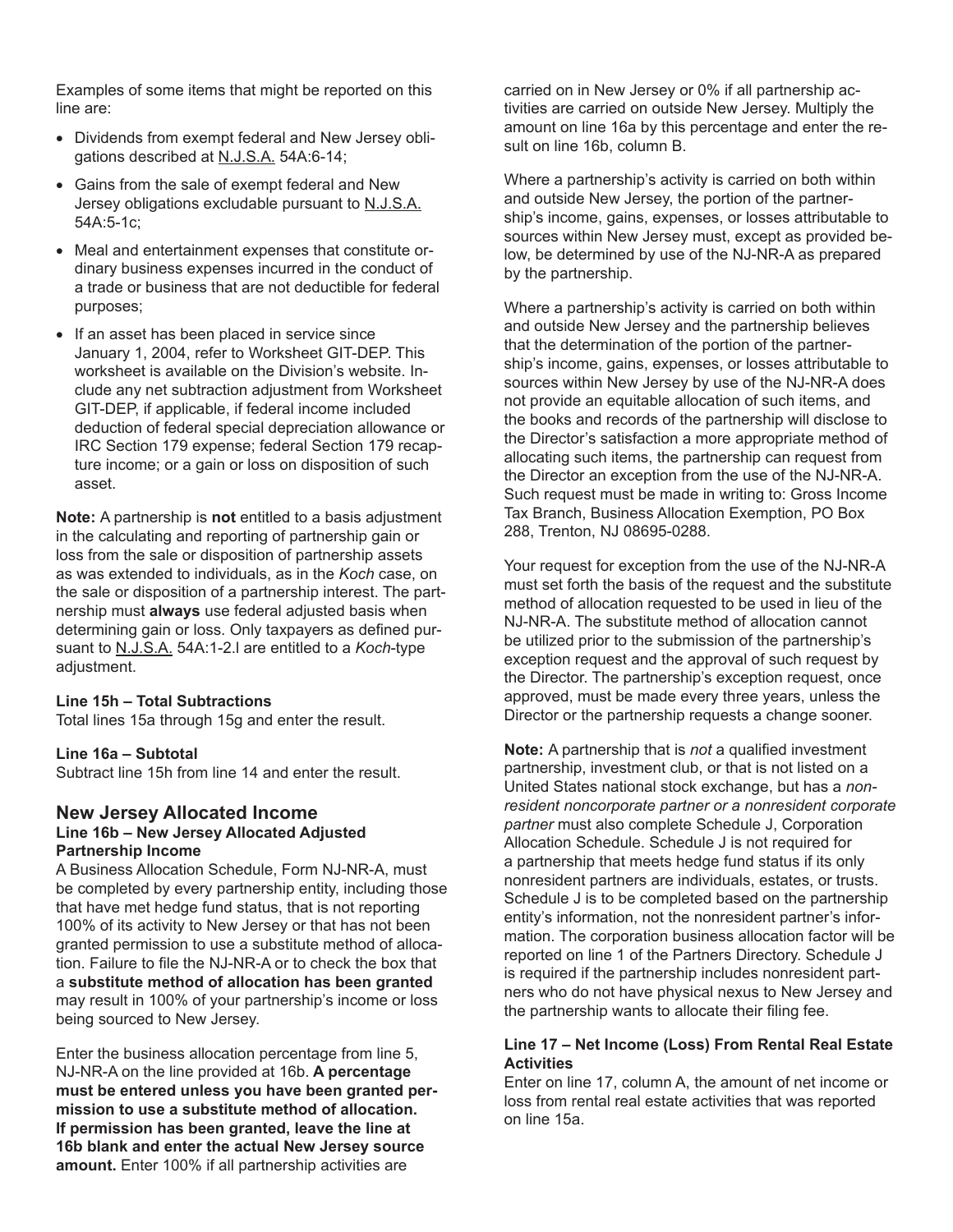Examples of some items that might be reported on this line are:

- Dividends from exempt federal and New Jersey obligations described at N.J.S.A. 54A:6-14;
- Gains from the sale of exempt federal and New Jersey obligations excludable pursuant to N.J.S.A. 54A:5-1c;
- Meal and entertainment expenses that constitute ordinary business expenses incurred in the conduct of a trade or business that are not deductible for federal purposes;
- If an asset has been placed in service since January 1, 2004, refer to Worksheet GIT-DEP. This worksheet is available on the Division's website. Include any net subtraction adjustment from Worksheet GIT-DEP, if applicable, if federal income included deduction of federal special depreciation allowance or IRC Section 179 expense; federal Section 179 recapture income; or a gain or loss on disposition of such asset.

**Note:** A partnership is **not** entitled to a basis adjustment in the calculating and reporting of partnership gain or loss from the sale or disposition of partnership assets as was extended to individuals, as in the *Koch* case, on the sale or disposition of a partnership interest. The partnership must **always** use federal adjusted basis when determining gain or loss. Only taxpayers as defined pursuant to N.J.S.A. 54A:1-2.l are entitled to a *Koch*-type adjustment.

**Line 15h – Total Subtractions**
Total lines 15a through 15g and enter the result.

**Line 16a – Subtotal**
Subtract line 15h from line 14 and enter the result.

## New Jersey Allocated Income

**Line 16b – New Jersey Allocated Adjusted Partnership Income**

A Business Allocation Schedule, Form NJ-NR-A, must be completed by every partnership entity, including those that have met hedge fund status, that is not reporting 100% of its activity to New Jersey or that has not been granted permission to use a substitute method of allocation. Failure to file the NJ-NR-A or to check the box that a **substitute method of allocation has been granted** may result in 100% of your partnership's income or loss being sourced to New Jersey.

Enter the business allocation percentage from line 5, NJ-NR-A on the line provided at 16b. **A percentage must be entered unless you have been granted permission to use a substitute method of allocation. If permission has been granted, leave the line at 16b blank and enter the actual New Jersey source amount.** Enter 100% if all partnership activities are carried on in New Jersey or 0% if all partnership activities are carried on outside New Jersey. Multiply the amount on line 16a by this percentage and enter the result on line 16b, column B.

Where a partnership's activity is carried on both within and outside New Jersey, the portion of the partnership's income, gains, expenses, or losses attributable to sources within New Jersey must, except as provided below, be determined by use of the NJ-NR-A as prepared by the partnership.

Where a partnership's activity is carried on both within and outside New Jersey and the partnership believes that the determination of the portion of the partnership's income, gains, expenses, or losses attributable to sources within New Jersey by use of the NJ-NR-A does not provide an equitable allocation of such items, and the books and records of the partnership will disclose to the Director's satisfaction a more appropriate method of allocating such items, the partnership can request from the Director an exception from the use of the NJ-NR-A. Such request must be made in writing to: Gross Income Tax Branch, Business Allocation Exemption, PO Box 288, Trenton, NJ 08695-0288.

Your request for exception from the use of the NJ-NR-A must set forth the basis of the request and the substitute method of allocation requested to be used in lieu of the NJ-NR-A. The substitute method of allocation cannot be utilized prior to the submission of the partnership's exception request and the approval of such request by the Director. The partnership's exception request, once approved, must be made every three years, unless the Director or the partnership requests a change sooner.

**Note:** A partnership that is *not* a qualified investment partnership, investment club, or that is not listed on a United States national stock exchange, but has a *nonresident noncorporate partner or a nonresident corporate partner* must also complete Schedule J, Corporation Allocation Schedule. Schedule J is not required for a partnership that meets hedge fund status if its only nonresident partners are individuals, estates, or trusts. Schedule J is to be completed based on the partnership entity's information, not the nonresident partner's information. The corporation business allocation factor will be reported on line 1 of the Partners Directory. Schedule J is required if the partnership includes nonresident partners who do not have physical nexus to New Jersey and the partnership wants to allocate their filing fee.

**Line 17 – Net Income (Loss) From Rental Real Estate Activities**
Enter on line 17, column A, the amount of net income or loss from rental real estate activities that was reported on line 15a.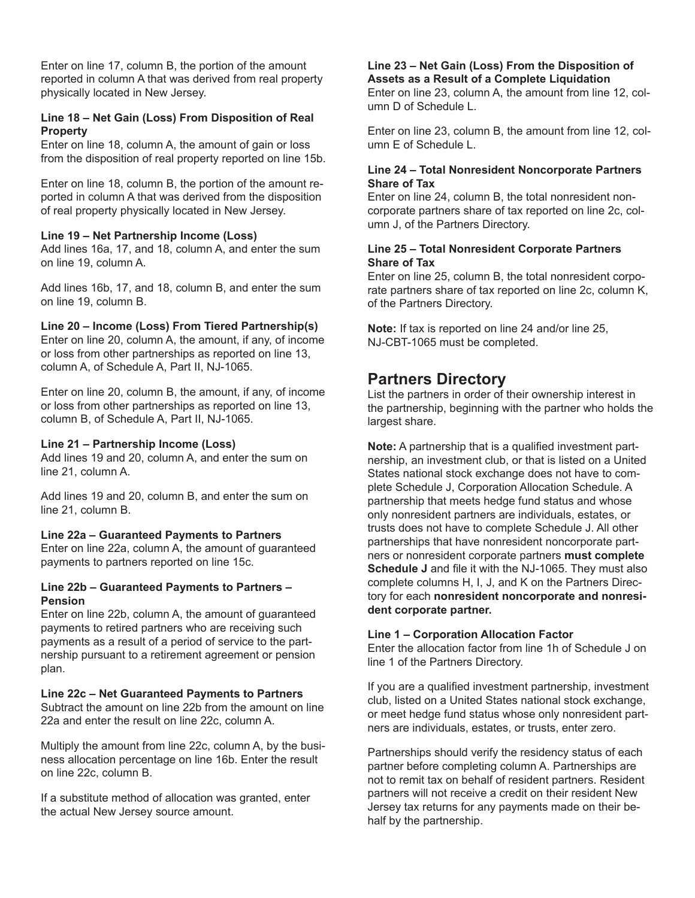Enter on line 17, column B, the portion of the amount reported in column A that was derived from real property physically located in New Jersey.

**Line 18 – Net Gain (Loss) From Disposition of Real Property**
Enter on line 18, column A, the amount of gain or loss from the disposition of real property reported on line 15b.

Enter on line 18, column B, the portion of the amount reported in column A that was derived from the disposition of real property physically located in New Jersey.

**Line 19 – Net Partnership Income (Loss)**
Add lines 16a, 17, and 18, column A, and enter the sum on line 19, column A.

Add lines 16b, 17, and 18, column B, and enter the sum on line 19, column B.

**Line 20 – Income (Loss) From Tiered Partnership(s)**
Enter on line 20, column A, the amount, if any, of income or loss from other partnerships as reported on line 13, column A, of Schedule A, Part II, NJ-1065.

Enter on line 20, column B, the amount, if any, of income or loss from other partnerships as reported on line 13, column B, of Schedule A, Part II, NJ-1065.

**Line 21 – Partnership Income (Loss)**
Add lines 19 and 20, column A, and enter the sum on line 21, column A.

Add lines 19 and 20, column B, and enter the sum on line 21, column B.

**Line 22a – Guaranteed Payments to Partners**
Enter on line 22a, column A, the amount of guaranteed payments to partners reported on line 15c.

**Line 22b – Guaranteed Payments to Partners – Pension**
Enter on line 22b, column A, the amount of guaranteed payments to retired partners who are receiving such payments as a result of a period of service to the partnership pursuant to a retirement agreement or pension plan.

**Line 22c – Net Guaranteed Payments to Partners**
Subtract the amount on line 22b from the amount on line 22a and enter the result on line 22c, column A.

Multiply the amount from line 22c, column A, by the business allocation percentage on line 16b. Enter the result on line 22c, column B.

If a substitute method of allocation was granted, enter the actual New Jersey source amount.

**Line 23 – Net Gain (Loss) From the Disposition of Assets as a Result of a Complete Liquidation**
Enter on line 23, column A, the amount from line 12, column D of Schedule L.

Enter on line 23, column B, the amount from line 12, column E of Schedule L.

**Line 24 – Total Nonresident Noncorporate Partners Share of Tax**
Enter on line 24, column B, the total nonresident noncorporate partners share of tax reported on line 2c, column J, of the Partners Directory.

**Line 25 – Total Nonresident Corporate Partners Share of Tax**
Enter on line 25, column B, the total nonresident corporate partners share of tax reported on line 2c, column K, of the Partners Directory.

**Note:** If tax is reported on line 24 and/or line 25, NJ-CBT-1065 must be completed.

## Partners Directory

List the partners in order of their ownership interest in the partnership, beginning with the partner who holds the largest share.

**Note:** A partnership that is a qualified investment partnership, an investment club, or that is listed on a United States national stock exchange does not have to complete Schedule J, Corporation Allocation Schedule. A partnership that meets hedge fund status and whose only nonresident partners are individuals, estates, or trusts does not have to complete Schedule J. All other partnerships that have nonresident noncorporate partners or nonresident corporate partners **must complete Schedule J** and file it with the NJ-1065. They must also complete columns H, I, J, and K on the Partners Directory for each **nonresident noncorporate and nonresident corporate partner.**

**Line 1 – Corporation Allocation Factor**
Enter the allocation factor from line 1h of Schedule J on line 1 of the Partners Directory.

If you are a qualified investment partnership, investment club, listed on a United States national stock exchange, or meet hedge fund status whose only nonresident partners are individuals, estates, or trusts, enter zero.

Partnerships should verify the residency status of each partner before completing column A. Partnerships are not to remit tax on behalf of resident partners. Resident partners will not receive a credit on their resident New Jersey tax returns for any payments made on their behalf by the partnership.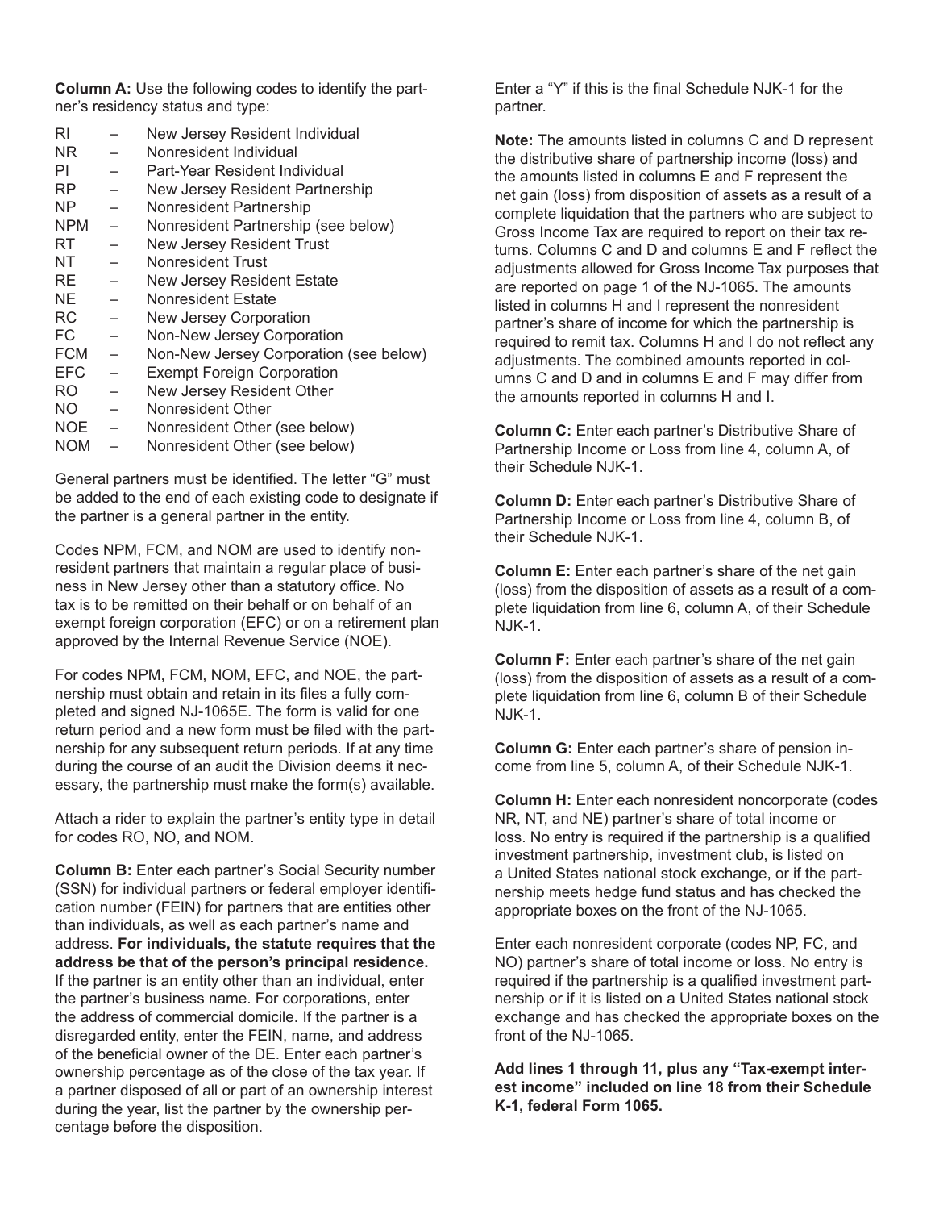**Column A:** Use the following codes to identify the partner's residency status and type:

| | | |
|---|---|---|
| RI | – | New Jersey Resident Individual |
| NR | – | Nonresident Individual |
| PI | – | Part-Year Resident Individual |
| RP | – | New Jersey Resident Partnership |
| NP | – | Nonresident Partnership |
| NPM | – | Nonresident Partnership (see below) |
| RT | – | New Jersey Resident Trust |
| NT | – | Nonresident Trust |
| RE | – | New Jersey Resident Estate |
| NE | – | Nonresident Estate |
| RC | – | New Jersey Corporation |
| FC | – | Non-New Jersey Corporation |
| FCM | – | Non-New Jersey Corporation (see below) |
| EFC | – | Exempt Foreign Corporation |
| RO | – | New Jersey Resident Other |
| NO | – | Nonresident Other |
| NOE | – | Nonresident Other (see below) |
| NOM | – | Nonresident Other (see below) |

General partners must be identified. The letter "G" must be added to the end of each existing code to designate if the partner is a general partner in the entity.

Codes NPM, FCM, and NOM are used to identify nonresident partners that maintain a regular place of business in New Jersey other than a statutory office. No tax is to be remitted on their behalf or on behalf of an exempt foreign corporation (EFC) or on a retirement plan approved by the Internal Revenue Service (NOE).

For codes NPM, FCM, NOM, EFC, and NOE, the partnership must obtain and retain in its files a fully completed and signed NJ-1065E. The form is valid for one return period and a new form must be filed with the partnership for any subsequent return periods. If at any time during the course of an audit the Division deems it necessary, the partnership must make the form(s) available.

Attach a rider to explain the partner's entity type in detail for codes RO, NO, and NOM.

**Column B:** Enter each partner's Social Security number (SSN) for individual partners or federal employer identification number (FEIN) for partners that are entities other than individuals, as well as each partner's name and address. **For individuals, the statute requires that the address be that of the person's principal residence.** If the partner is an entity other than an individual, enter the partner's business name. For corporations, enter the address of commercial domicile. If the partner is a disregarded entity, enter the FEIN, name, and address of the beneficial owner of the DE. Enter each partner's ownership percentage as of the close of the tax year. If a partner disposed of all or part of an ownership interest during the year, list the partner by the ownership percentage before the disposition.

Enter a "Y" if this is the final Schedule NJK-1 for the partner.

**Note:** The amounts listed in columns C and D represent the distributive share of partnership income (loss) and the amounts listed in columns E and F represent the net gain (loss) from disposition of assets as a result of a complete liquidation that the partners who are subject to Gross Income Tax are required to report on their tax returns. Columns C and D and columns E and F reflect the adjustments allowed for Gross Income Tax purposes that are reported on page 1 of the NJ-1065. The amounts listed in columns H and I represent the nonresident partner's share of income for which the partnership is required to remit tax. Columns H and I do not reflect any adjustments. The combined amounts reported in columns C and D and in columns E and F may differ from the amounts reported in columns H and I.

**Column C:** Enter each partner's Distributive Share of Partnership Income or Loss from line 4, column A, of their Schedule NJK-1.

**Column D:** Enter each partner's Distributive Share of Partnership Income or Loss from line 4, column B, of their Schedule NJK-1.

**Column E:** Enter each partner's share of the net gain (loss) from the disposition of assets as a result of a complete liquidation from line 6, column A, of their Schedule NJK-1.

**Column F:** Enter each partner's share of the net gain (loss) from the disposition of assets as a result of a complete liquidation from line 6, column B of their Schedule NJK-1.

**Column G:** Enter each partner's share of pension income from line 5, column A, of their Schedule NJK-1.

**Column H:** Enter each nonresident noncorporate (codes NR, NT, and NE) partner's share of total income or loss. No entry is required if the partnership is a qualified investment partnership, investment club, is listed on a United States national stock exchange, or if the partnership meets hedge fund status and has checked the appropriate boxes on the front of the NJ-1065.

Enter each nonresident corporate (codes NP, FC, and NO) partner's share of total income or loss. No entry is required if the partnership is a qualified investment partnership or if it is listed on a United States national stock exchange and has checked the appropriate boxes on the front of the NJ-1065.

**Add lines 1 through 11, plus any "Tax-exempt interest income" included on line 18 from their Schedule K-1, federal Form 1065.**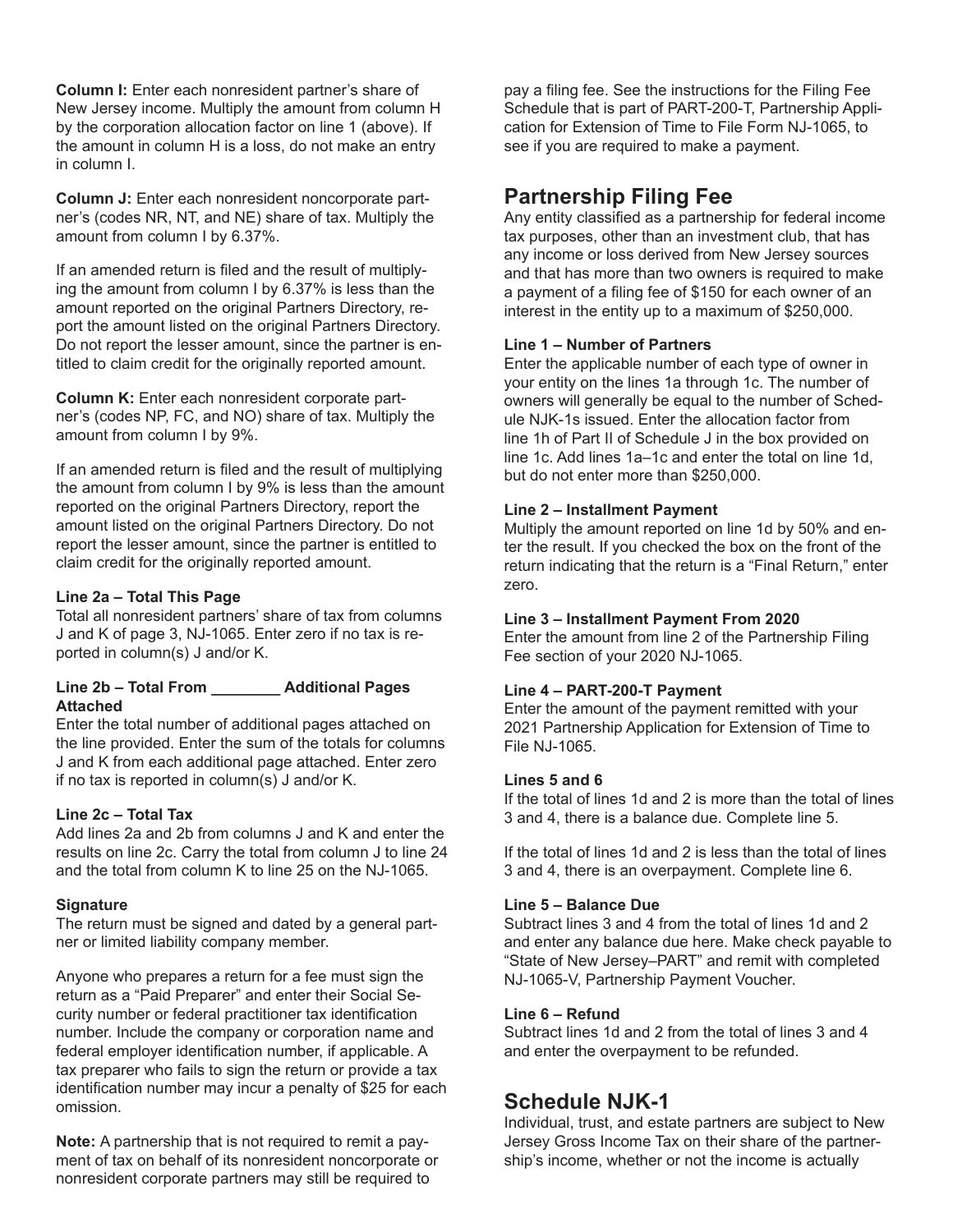**Column I:** Enter each nonresident partner's share of New Jersey income. Multiply the amount from column H by the corporation allocation factor on line 1 (above). If the amount in column H is a loss, do not make an entry in column I.

**Column J:** Enter each nonresident noncorporate partner's (codes NR, NT, and NE) share of tax. Multiply the amount from column I by 6.37%.

If an amended return is filed and the result of multiplying the amount from column I by 6.37% is less than the amount reported on the original Partners Directory, report the amount listed on the original Partners Directory. Do not report the lesser amount, since the partner is entitled to claim credit for the originally reported amount.

**Column K:** Enter each nonresident corporate partner's (codes NP, FC, and NO) share of tax. Multiply the amount from column I by 9%.

If an amended return is filed and the result of multiplying the amount from column I by 9% is less than the amount reported on the original Partners Directory, report the amount listed on the original Partners Directory. Do not report the lesser amount, since the partner is entitled to claim credit for the originally reported amount.

**Line 2a – Total This Page**
Total all nonresident partners' share of tax from columns J and K of page 3, NJ-1065. Enter zero if no tax is reported in column(s) J and/or K.

**Line 2b – Total From ________ Additional Pages Attached**
Enter the total number of additional pages attached on the line provided. Enter the sum of the totals for columns J and K from each additional page attached. Enter zero if no tax is reported in column(s) J and/or K.

**Line 2c – Total Tax**
Add lines 2a and 2b from columns J and K and enter the results on line 2c. Carry the total from column J to line 24 and the total from column K to line 25 on the NJ-1065.

**Signature**
The return must be signed and dated by a general partner or limited liability company member.

Anyone who prepares a return for a fee must sign the return as a "Paid Preparer" and enter their Social Security number or federal practitioner tax identification number. Include the company or corporation name and federal employer identification number, if applicable. A tax preparer who fails to sign the return or provide a tax identification number may incur a penalty of $25 for each omission.

**Note:** A partnership that is not required to remit a payment of tax on behalf of its nonresident noncorporate or nonresident corporate partners may still be required to pay a filing fee. See the instructions for the Filing Fee Schedule that is part of PART-200-T, Partnership Application for Extension of Time to File Form NJ-1065, to see if you are required to make a payment.

## Partnership Filing Fee

Any entity classified as a partnership for federal income tax purposes, other than an investment club, that has any income or loss derived from New Jersey sources and that has more than two owners is required to make a payment of a filing fee of $150 for each owner of an interest in the entity up to a maximum of $250,000.

**Line 1 – Number of Partners**
Enter the applicable number of each type of owner in your entity on the lines 1a through 1c. The number of owners will generally be equal to the number of Schedule NJK-1s issued. Enter the allocation factor from line 1h of Part II of Schedule J in the box provided on line 1c. Add lines 1a–1c and enter the total on line 1d, but do not enter more than $250,000.

**Line 2 – Installment Payment**
Multiply the amount reported on line 1d by 50% and enter the result. If you checked the box on the front of the return indicating that the return is a "Final Return," enter zero.

**Line 3 – Installment Payment From 2020**
Enter the amount from line 2 of the Partnership Filing Fee section of your 2020 NJ-1065.

**Line 4 – PART-200-T Payment**
Enter the amount of the payment remitted with your 2021 Partnership Application for Extension of Time to File NJ-1065.

**Lines 5 and 6**
If the total of lines 1d and 2 is more than the total of lines 3 and 4, there is a balance due. Complete line 5.

If the total of lines 1d and 2 is less than the total of lines 3 and 4, there is an overpayment. Complete line 6.

**Line 5 – Balance Due**
Subtract lines 3 and 4 from the total of lines 1d and 2 and enter any balance due here. Make check payable to "State of New Jersey–PART" and remit with completed NJ-1065-V, Partnership Payment Voucher.

**Line 6 – Refund**
Subtract lines 1d and 2 from the total of lines 3 and 4 and enter the overpayment to be refunded.

## Schedule NJK-1

Individual, trust, and estate partners are subject to New Jersey Gross Income Tax on their share of the partnership's income, whether or not the income is actually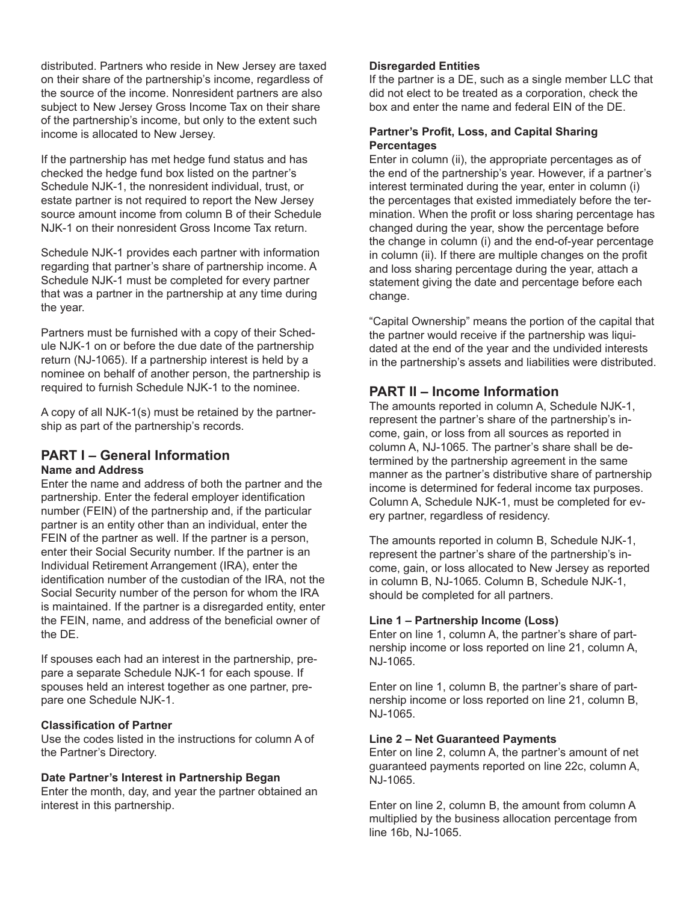distributed. Partners who reside in New Jersey are taxed on their share of the partnership's income, regardless of the source of the income. Nonresident partners are also subject to New Jersey Gross Income Tax on their share of the partnership's income, but only to the extent such income is allocated to New Jersey.

If the partnership has met hedge fund status and has checked the hedge fund box listed on the partner's Schedule NJK-1, the nonresident individual, trust, or estate partner is not required to report the New Jersey source amount income from column B of their Schedule NJK-1 on their nonresident Gross Income Tax return.

Schedule NJK-1 provides each partner with information regarding that partner's share of partnership income. A Schedule NJK-1 must be completed for every partner that was a partner in the partnership at any time during the year.

Partners must be furnished with a copy of their Schedule NJK-1 on or before the due date of the partnership return (NJ-1065). If a partnership interest is held by a nominee on behalf of another person, the partnership is required to furnish Schedule NJK-1 to the nominee.

A copy of all NJK-1(s) must be retained by the partnership as part of the partnership's records.

## PART I – General Information

**Name and Address**

Enter the name and address of both the partner and the partnership. Enter the federal employer identification number (FEIN) of the partnership and, if the particular partner is an entity other than an individual, enter the FEIN of the partner as well. If the partner is a person, enter their Social Security number. If the partner is an Individual Retirement Arrangement (IRA), enter the identification number of the custodian of the IRA, not the Social Security number of the person for whom the IRA is maintained. If the partner is a disregarded entity, enter the FEIN, name, and address of the beneficial owner of the DE.

If spouses each had an interest in the partnership, prepare a separate Schedule NJK-1 for each spouse. If spouses held an interest together as one partner, prepare one Schedule NJK-1.

**Classification of Partner**

Use the codes listed in the instructions for column A of the Partner's Directory.

**Date Partner's Interest in Partnership Began**

Enter the month, day, and year the partner obtained an interest in this partnership.

**Disregarded Entities**

If the partner is a DE, such as a single member LLC that did not elect to be treated as a corporation, check the box and enter the name and federal EIN of the DE.

**Partner's Profit, Loss, and Capital Sharing Percentages**

Enter in column (ii), the appropriate percentages as of the end of the partnership's year. However, if a partner's interest terminated during the year, enter in column (i) the percentages that existed immediately before the termination. When the profit or loss sharing percentage has changed during the year, show the percentage before the change in column (i) and the end-of-year percentage in column (ii). If there are multiple changes on the profit and loss sharing percentage during the year, attach a statement giving the date and percentage before each change.

"Capital Ownership" means the portion of the capital that the partner would receive if the partnership was liquidated at the end of the year and the undivided interests in the partnership's assets and liabilities were distributed.

## PART II – Income Information

The amounts reported in column A, Schedule NJK-1, represent the partner's share of the partnership's income, gain, or loss from all sources as reported in column A, NJ-1065. The partner's share shall be determined by the partnership agreement in the same manner as the partner's distributive share of partnership income is determined for federal income tax purposes. Column A, Schedule NJK-1, must be completed for every partner, regardless of residency.

The amounts reported in column B, Schedule NJK-1, represent the partner's share of the partnership's income, gain, or loss allocated to New Jersey as reported in column B, NJ-1065. Column B, Schedule NJK-1, should be completed for all partners.

**Line 1 – Partnership Income (Loss)**

Enter on line 1, column A, the partner's share of partnership income or loss reported on line 21, column A, NJ-1065.

Enter on line 1, column B, the partner's share of partnership income or loss reported on line 21, column B, NJ-1065.

**Line 2 – Net Guaranteed Payments**

Enter on line 2, column A, the partner's amount of net guaranteed payments reported on line 22c, column A, NJ-1065.

Enter on line 2, column B, the amount from column A multiplied by the business allocation percentage from line 16b, NJ-1065.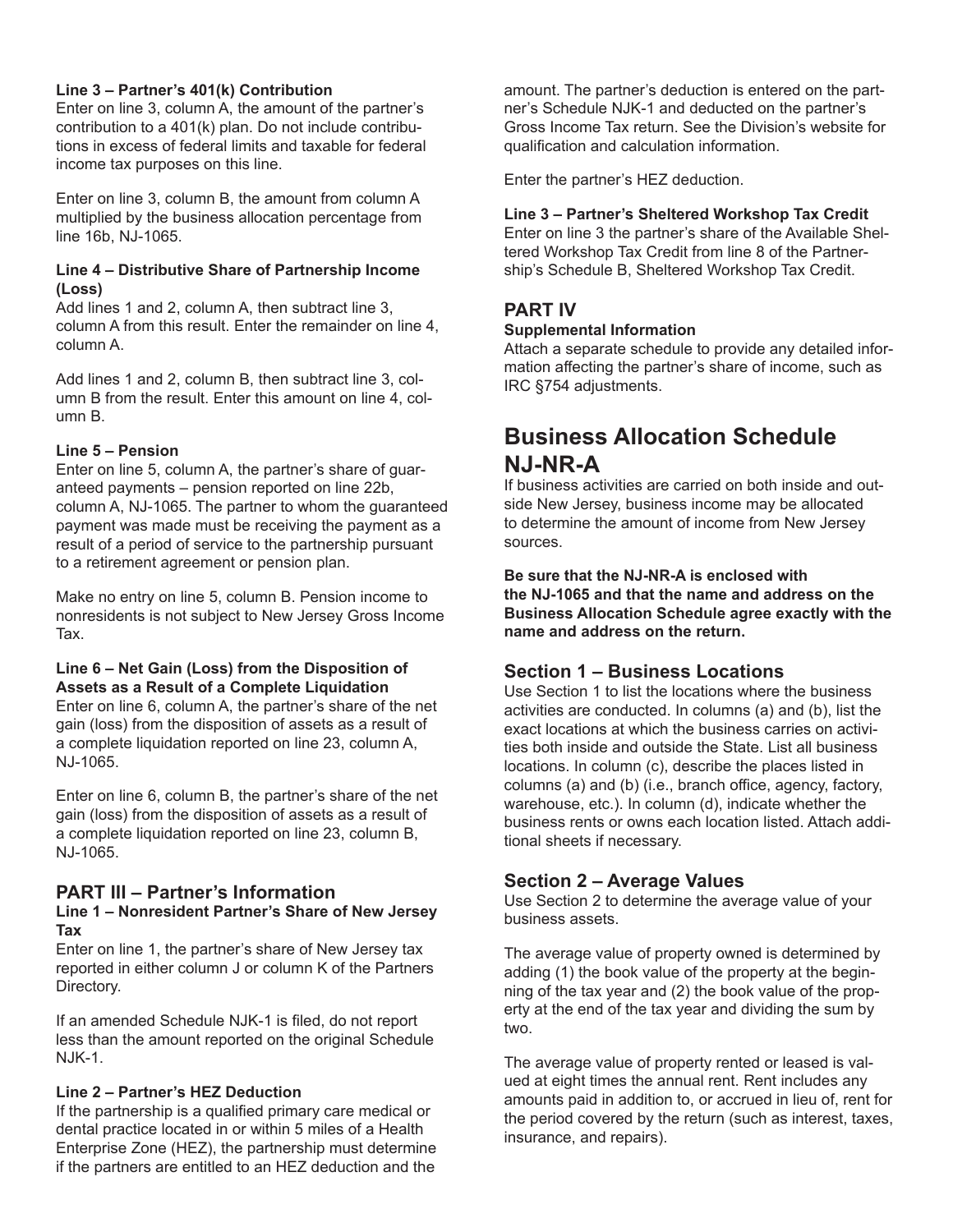#### Line 3 – Partner's 401(k) Contribution

Enter on line 3, column A, the amount of the partner's contribution to a 401(k) plan. Do not include contributions in excess of federal limits and taxable for federal income tax purposes on this line.

Enter on line 3, column B, the amount from column A multiplied by the business allocation percentage from line 16b, NJ-1065.

#### Line 4 – Distributive Share of Partnership Income (Loss)

Add lines 1 and 2, column A, then subtract line 3, column A from this result. Enter the remainder on line 4, column A.

Add lines 1 and 2, column B, then subtract line 3, column B from the result. Enter this amount on line 4, column B.

#### Line 5 – Pension

Enter on line 5, column A, the partner's share of guaranteed payments – pension reported on line 22b, column A, NJ-1065. The partner to whom the guaranteed payment was made must be receiving the payment as a result of a period of service to the partnership pursuant to a retirement agreement or pension plan.

Make no entry on line 5, column B. Pension income to nonresidents is not subject to New Jersey Gross Income Tax.

#### Line 6 – Net Gain (Loss) from the Disposition of Assets as a Result of a Complete Liquidation

Enter on line 6, column A, the partner's share of the net gain (loss) from the disposition of assets as a result of a complete liquidation reported on line 23, column A, NJ-1065.

Enter on line 6, column B, the partner's share of the net gain (loss) from the disposition of assets as a result of a complete liquidation reported on line 23, column B, NJ-1065.

### PART III – Partner's Information

#### Line 1 – Nonresident Partner's Share of New Jersey Tax

Enter on line 1, the partner's share of New Jersey tax reported in either column J or column K of the Partners Directory.

If an amended Schedule NJK-1 is filed, do not report less than the amount reported on the original Schedule NJK-1.

#### Line 2 – Partner's HEZ Deduction

If the partnership is a qualified primary care medical or dental practice located in or within 5 miles of a Health Enterprise Zone (HEZ), the partnership must determine if the partners are entitled to an HEZ deduction and the amount. The partner's deduction is entered on the partner's Schedule NJK-1 and deducted on the partner's Gross Income Tax return. See the Division's website for qualification and calculation information.

Enter the partner's HEZ deduction.

#### Line 3 – Partner's Sheltered Workshop Tax Credit

Enter on line 3 the partner's share of the Available Sheltered Workshop Tax Credit from line 8 of the Partnership's Schedule B, Sheltered Workshop Tax Credit.

### PART IV

#### Supplemental Information

Attach a separate schedule to provide any detailed information affecting the partner's share of income, such as IRC §754 adjustments.

## Business Allocation Schedule NJ-NR-A

If business activities are carried on both inside and outside New Jersey, business income may be allocated to determine the amount of income from New Jersey sources.

**Be sure that the NJ-NR-A is enclosed with the NJ-1065 and that the name and address on the Business Allocation Schedule agree exactly with the name and address on the return.**

### Section 1 – Business Locations

Use Section 1 to list the locations where the business activities are conducted. In columns (a) and (b), list the exact locations at which the business carries on activities both inside and outside the State. List all business locations. In column (c), describe the places listed in columns (a) and (b) (i.e., branch office, agency, factory, warehouse, etc.). In column (d), indicate whether the business rents or owns each location listed. Attach additional sheets if necessary.

### Section 2 – Average Values

Use Section 2 to determine the average value of your business assets.

The average value of property owned is determined by adding (1) the book value of the property at the beginning of the tax year and (2) the book value of the property at the end of the tax year and dividing the sum by two.

The average value of property rented or leased is valued at eight times the annual rent. Rent includes any amounts paid in addition to, or accrued in lieu of, rent for the period covered by the return (such as interest, taxes, insurance, and repairs).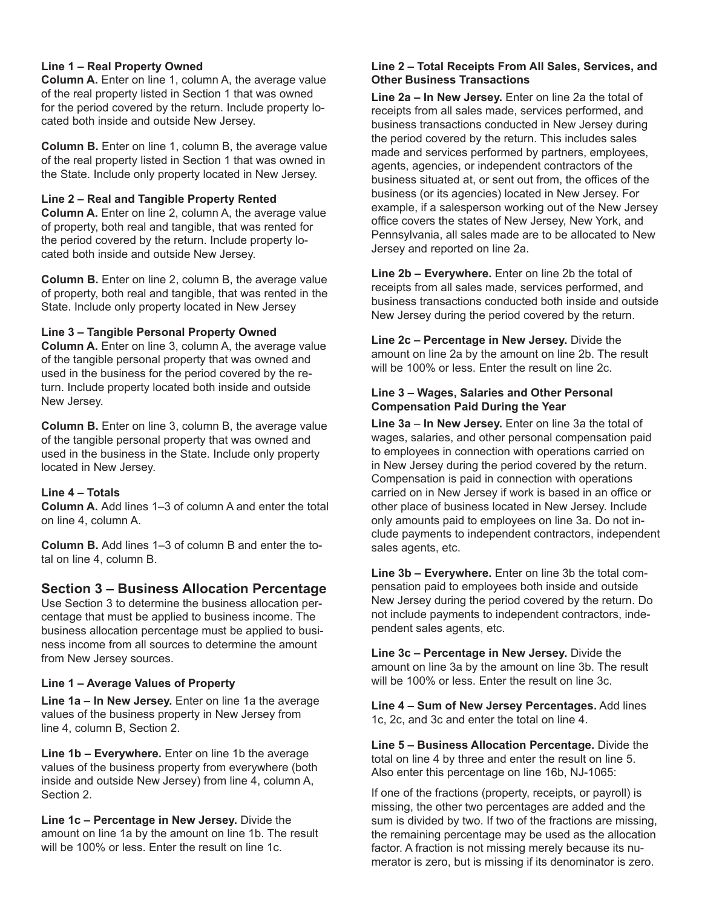**Line 1 – Real Property Owned**

**Column A.** Enter on line 1, column A, the average value of the real property listed in Section 1 that was owned for the period covered by the return. Include property located both inside and outside New Jersey.

**Column B.** Enter on line 1, column B, the average value of the real property listed in Section 1 that was owned in the State. Include only property located in New Jersey.

**Line 2 – Real and Tangible Property Rented**

**Column A.** Enter on line 2, column A, the average value of property, both real and tangible, that was rented for the period covered by the return. Include property located both inside and outside New Jersey.

**Column B.** Enter on line 2, column B, the average value of property, both real and tangible, that was rented in the State. Include only property located in New Jersey

**Line 3 – Tangible Personal Property Owned**

**Column A.** Enter on line 3, column A, the average value of the tangible personal property that was owned and used in the business for the period covered by the return. Include property located both inside and outside New Jersey.

**Column B.** Enter on line 3, column B, the average value of the tangible personal property that was owned and used in the business in the State. Include only property located in New Jersey.

**Line 4 – Totals**

**Column A.** Add lines 1–3 of column A and enter the total on line 4, column A.

**Column B.** Add lines 1–3 of column B and enter the total on line 4, column B.

## Section 3 – Business Allocation Percentage

Use Section 3 to determine the business allocation percentage that must be applied to business income. The business allocation percentage must be applied to business income from all sources to determine the amount from New Jersey sources.

**Line 1 – Average Values of Property**

**Line 1a – In New Jersey.** Enter on line 1a the average values of the business property in New Jersey from line 4, column B, Section 2.

**Line 1b – Everywhere.** Enter on line 1b the average values of the business property from everywhere (both inside and outside New Jersey) from line 4, column A, Section 2.

**Line 1c – Percentage in New Jersey.** Divide the amount on line 1a by the amount on line 1b. The result will be 100% or less. Enter the result on line 1c.

**Line 2 – Total Receipts From All Sales, Services, and Other Business Transactions**

**Line 2a – In New Jersey.** Enter on line 2a the total of receipts from all sales made, services performed, and business transactions conducted in New Jersey during the period covered by the return. This includes sales made and services performed by partners, employees, agents, agencies, or independent contractors of the business situated at, or sent out from, the offices of the business (or its agencies) located in New Jersey. For example, if a salesperson working out of the New Jersey office covers the states of New Jersey, New York, and Pennsylvania, all sales made are to be allocated to New Jersey and reported on line 2a.

**Line 2b – Everywhere.** Enter on line 2b the total of receipts from all sales made, services performed, and business transactions conducted both inside and outside New Jersey during the period covered by the return.

**Line 2c – Percentage in New Jersey.** Divide the amount on line 2a by the amount on line 2b. The result will be 100% or less. Enter the result on line 2c.

**Line 3 – Wages, Salaries and Other Personal Compensation Paid During the Year**

**Line 3a** – **In New Jersey.** Enter on line 3a the total of wages, salaries, and other personal compensation paid to employees in connection with operations carried on in New Jersey during the period covered by the return. Compensation is paid in connection with operations carried on in New Jersey if work is based in an office or other place of business located in New Jersey. Include only amounts paid to employees on line 3a. Do not include payments to independent contractors, independent sales agents, etc.

**Line 3b – Everywhere.** Enter on line 3b the total compensation paid to employees both inside and outside New Jersey during the period covered by the return. Do not include payments to independent contractors, independent sales agents, etc.

**Line 3c – Percentage in New Jersey.** Divide the amount on line 3a by the amount on line 3b. The result will be 100% or less. Enter the result on line 3c.

**Line 4 – Sum of New Jersey Percentages.** Add lines 1c, 2c, and 3c and enter the total on line 4.

**Line 5 – Business Allocation Percentage.** Divide the total on line 4 by three and enter the result on line 5. Also enter this percentage on line 16b, NJ-1065:

If one of the fractions (property, receipts, or payroll) is missing, the other two percentages are added and the sum is divided by two. If two of the fractions are missing, the remaining percentage may be used as the allocation factor. A fraction is not missing merely because its numerator is zero, but is missing if its denominator is zero.